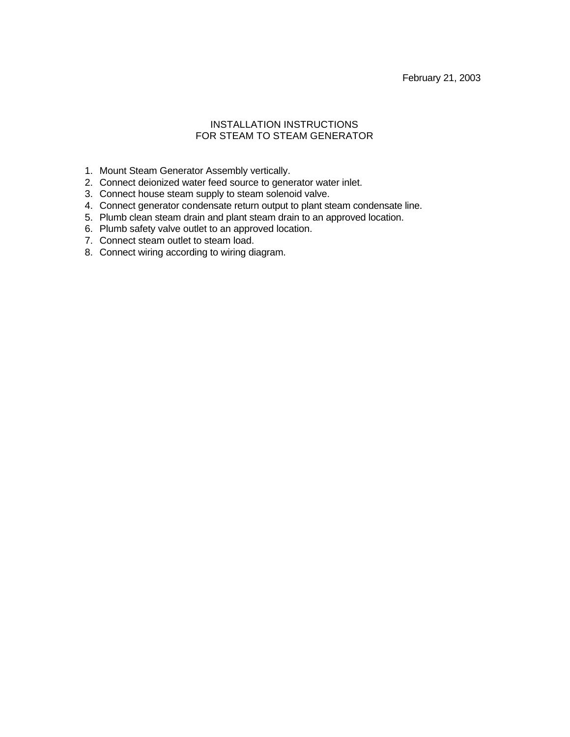February 21, 2003

# INSTALLATION INSTRUCTIONS
# FOR STEAM TO STEAM GENERATOR

1. Mount Steam Generator Assembly vertically.
2. Connect deionized water feed source to generator water inlet.
3. Connect house steam supply to steam solenoid valve.
4. Connect generator condensate return output to plant steam condensate line.
5. Plumb clean steam drain and plant steam drain to an approved location.
6. Plumb safety valve outlet to an approved location.
7. Connect steam outlet to steam load.
8. Connect wiring according to wiring diagram.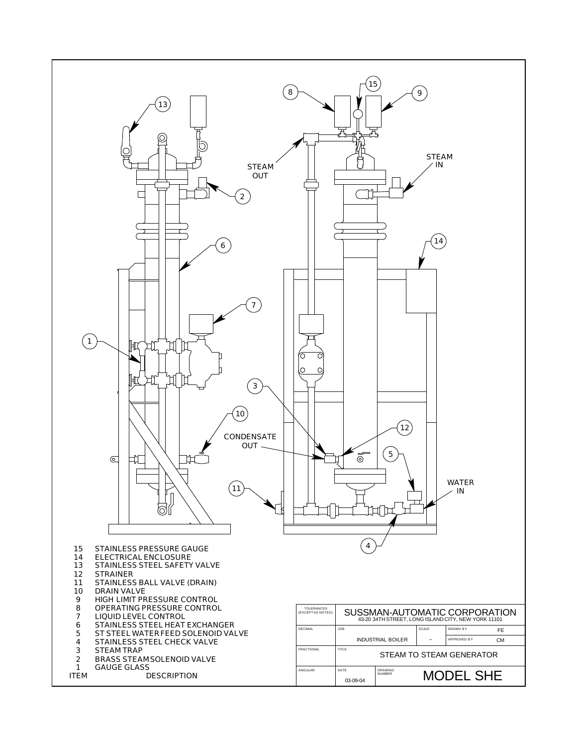| ITEM | DESCRIPTION |
|---|---|
| 15 | STAINLESS PRESSURE GAUGE |
| 14 | ELECTRICAL ENCLOSURE |
| 13 | STAINLESS STEEL SAFETY VALVE |
| 12 | STRAINER |
| 11 | STAINLESS BALL VALVE (DRAIN) |
| 10 | DRAIN VALVE |
| 9 | HIGH LIMIT PRESSURE CONTROL |
| 8 | OPERATING PRESSURE CONTROL |
| 7 | LIQUID LEVEL CONTROL |
| 6 | STAINLESS STEEL HEAT EXCHANGER |
| 5 | ST STEEL WATER FEED SOLENOID VALVE |
| 4 | STAINLESS STEEL CHECK VALVE |
| 3 | STEAM TRAP |
| 2 | BRASS STEAM SOLENOID VALVE |
| 1 | GAUGE GLASS |

STEAM OUT

STEAM IN

CONDENSATE OUT

WATER IN

| TOLERANCES (EXCEPT AS NOTED) | SUSSMAN-AUTOMATIC CORPORATION<br>43-20 34TH STREET, LONG ISLAND CITY, NEW YORK 11101 | | | |
|---|---|---|---|---|
| DECIMAL | JOB: INDUSTRIAL BOILER | SCALE: – | DRAWN BY: FE | APPROVED BY: CM |
| FRACTIONAL | TITLE: STEAM TO STEAM GENERATOR | | | |
| ANGULAR | DATE: 03-09-04 | DRAWING NUMBER: MODEL SHE | | |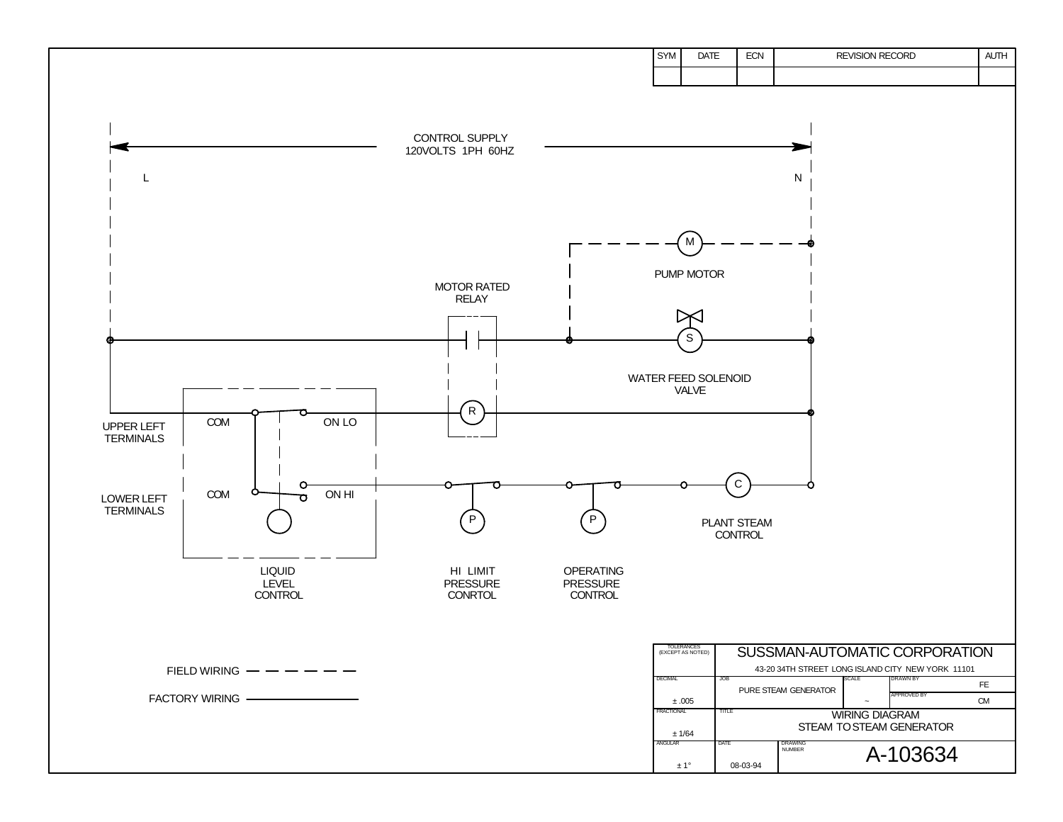| SYM | DATE | ECN | REVISION RECORD | AUTH |
|---|---|---|---|---|
| | | | | |

CONTROL SUPPLY
120VOLTS 1PH 60HZ

L

N

M

PUMP MOTOR

MOTOR RATED
RELAY

S

WATER FEED SOLENOID
VALVE

R

COM

ON LO

UPPER LEFT
TERMINALS

COM

ON HI

LOWER LEFT
TERMINALS

P

P

C

PLANT STEAM
CONTROL

LIQUID
LEVEL
CONTROL

HI LIMIT
PRESSURE
CONRTOL

OPERATING
PRESSURE
CONTROL

FIELD WIRING - - - - - -

FACTORY WIRING ————

| TOLERANCES (EXCEPT AS NOTED) | SUSSMAN-AUTOMATIC CORPORATION<br>43-20 34TH STREET LONG ISLAND CITY NEW YORK 11101 | | | |
|---|---|---|---|---|
| DECIMAL<br>± .005 | JOB<br>PURE STEAM GENERATOR | | SCALE<br>~ | DRAWN BY FE<br>APPROVED BY CM |
| FRACTIONAL<br>± 1/64 | TITLE<br>WIRING DIAGRAM<br>STEAM TO STEAM GENERATOR | | | |
| ANGULAR<br>± 1° | DATE<br>08-03-94 | DRAWING NUMBER<br>A-103634 | | |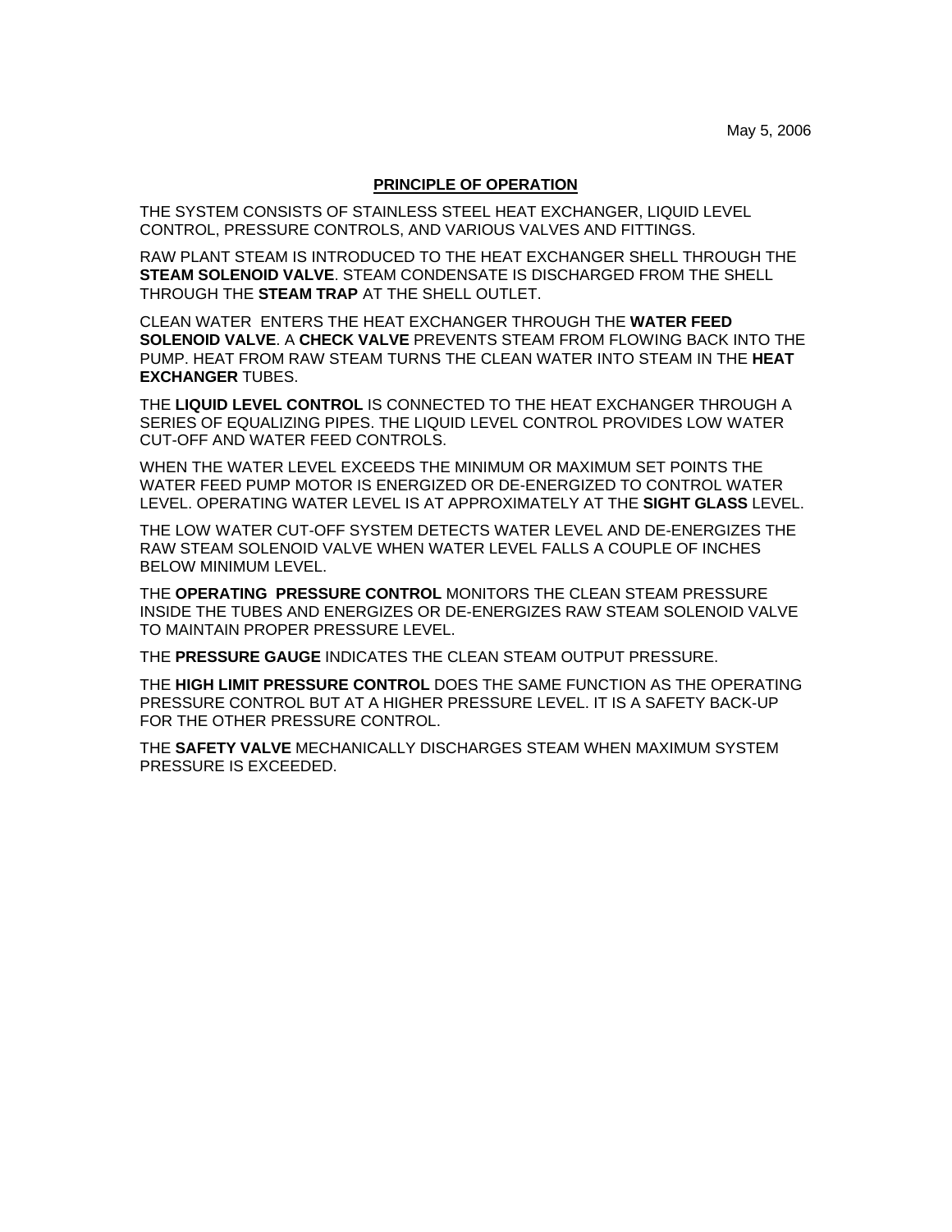May 5, 2006

## PRINCIPLE OF OPERATION

THE SYSTEM CONSISTS OF STAINLESS STEEL HEAT EXCHANGER, LIQUID LEVEL CONTROL, PRESSURE CONTROLS, AND VARIOUS VALVES AND FITTINGS.

RAW PLANT STEAM IS INTRODUCED TO THE HEAT EXCHANGER SHELL THROUGH THE **STEAM SOLENOID VALVE**. STEAM CONDENSATE IS DISCHARGED FROM THE SHELL THROUGH THE **STEAM TRAP** AT THE SHELL OUTLET.

CLEAN WATER ENTERS THE HEAT EXCHANGER THROUGH THE **WATER FEED SOLENOID VALVE**. A **CHECK VALVE** PREVENTS STEAM FROM FLOWING BACK INTO THE PUMP. HEAT FROM RAW STEAM TURNS THE CLEAN WATER INTO STEAM IN THE **HEAT EXCHANGER** TUBES.

THE **LIQUID LEVEL CONTROL** IS CONNECTED TO THE HEAT EXCHANGER THROUGH A SERIES OF EQUALIZING PIPES. THE LIQUID LEVEL CONTROL PROVIDES LOW WATER CUT-OFF AND WATER FEED CONTROLS.

WHEN THE WATER LEVEL EXCEEDS THE MINIMUM OR MAXIMUM SET POINTS THE WATER FEED PUMP MOTOR IS ENERGIZED OR DE-ENERGIZED TO CONTROL WATER LEVEL. OPERATING WATER LEVEL IS AT APPROXIMATELY AT THE **SIGHT GLASS** LEVEL.

THE LOW WATER CUT-OFF SYSTEM DETECTS WATER LEVEL AND DE-ENERGIZES THE RAW STEAM SOLENOID VALVE WHEN WATER LEVEL FALLS A COUPLE OF INCHES BELOW MINIMUM LEVEL.

THE **OPERATING PRESSURE CONTROL** MONITORS THE CLEAN STEAM PRESSURE INSIDE THE TUBES AND ENERGIZES OR DE-ENERGIZES RAW STEAM SOLENOID VALVE TO MAINTAIN PROPER PRESSURE LEVEL.

THE **PRESSURE GAUGE** INDICATES THE CLEAN STEAM OUTPUT PRESSURE.

THE **HIGH LIMIT PRESSURE CONTROL** DOES THE SAME FUNCTION AS THE OPERATING PRESSURE CONTROL BUT AT A HIGHER PRESSURE LEVEL. IT IS A SAFETY BACK-UP FOR THE OTHER PRESSURE CONTROL.

THE **SAFETY VALVE** MECHANICALLY DISCHARGES STEAM WHEN MAXIMUM SYSTEM PRESSURE IS EXCEEDED.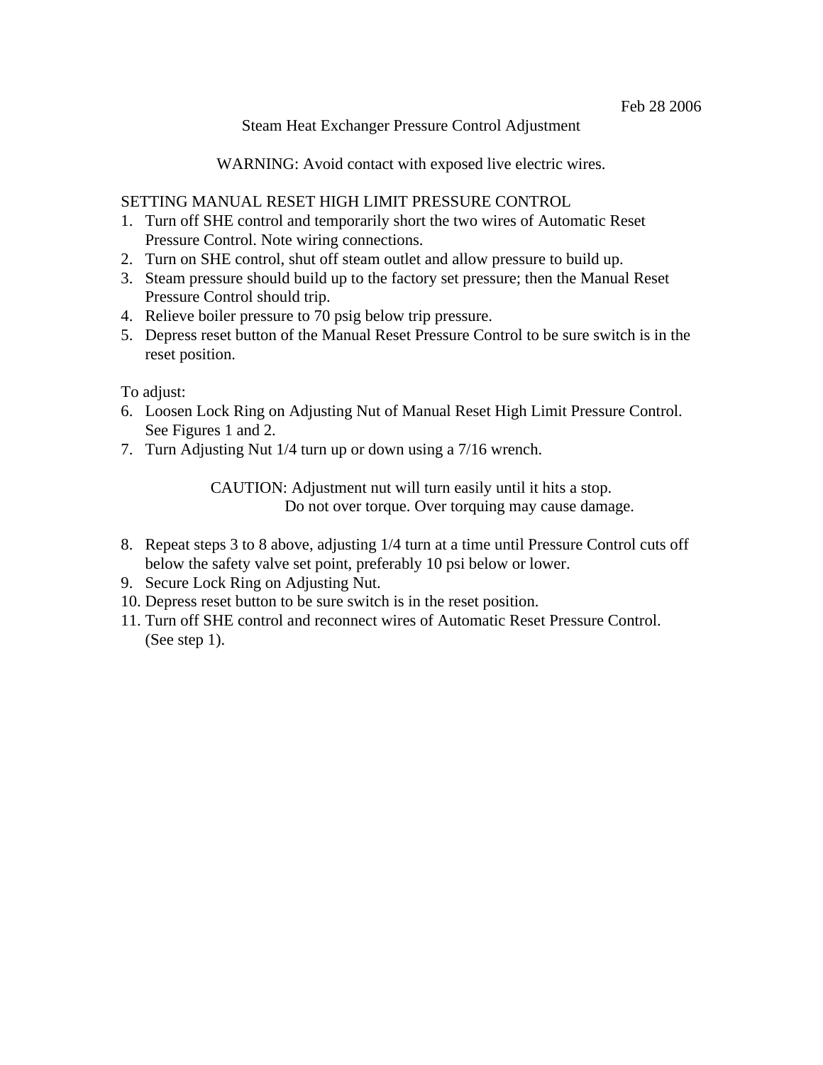Feb 28 2006

# Steam Heat Exchanger Pressure Control Adjustment

WARNING: Avoid contact with exposed live electric wires.

## SETTING MANUAL RESET HIGH LIMIT PRESSURE CONTROL

1. Turn off SHE control and temporarily short the two wires of Automatic Reset Pressure Control. Note wiring connections.
2. Turn on SHE control, shut off steam outlet and allow pressure to build up.
3. Steam pressure should build up to the factory set pressure; then the Manual Reset Pressure Control should trip.
4. Relieve boiler pressure to 70 psig below trip pressure.
5. Depress reset button of the Manual Reset Pressure Control to be sure switch is in the reset position.

To adjust:

6. Loosen Lock Ring on Adjusting Nut of Manual Reset High Limit Pressure Control. See Figures 1 and 2.
7. Turn Adjusting Nut 1/4 turn up or down using a 7/16 wrench.

   CAUTION: Adjustment nut will turn easily until it hits a stop.
   Do not over torque. Over torquing may cause damage.

8. Repeat steps 3 to 8 above, adjusting 1/4 turn at a time until Pressure Control cuts off below the safety valve set point, preferably 10 psi below or lower.
9. Secure Lock Ring on Adjusting Nut.
10. Depress reset button to be sure switch is in the reset position.
11. Turn off SHE control and reconnect wires of Automatic Reset Pressure Control. (See step 1).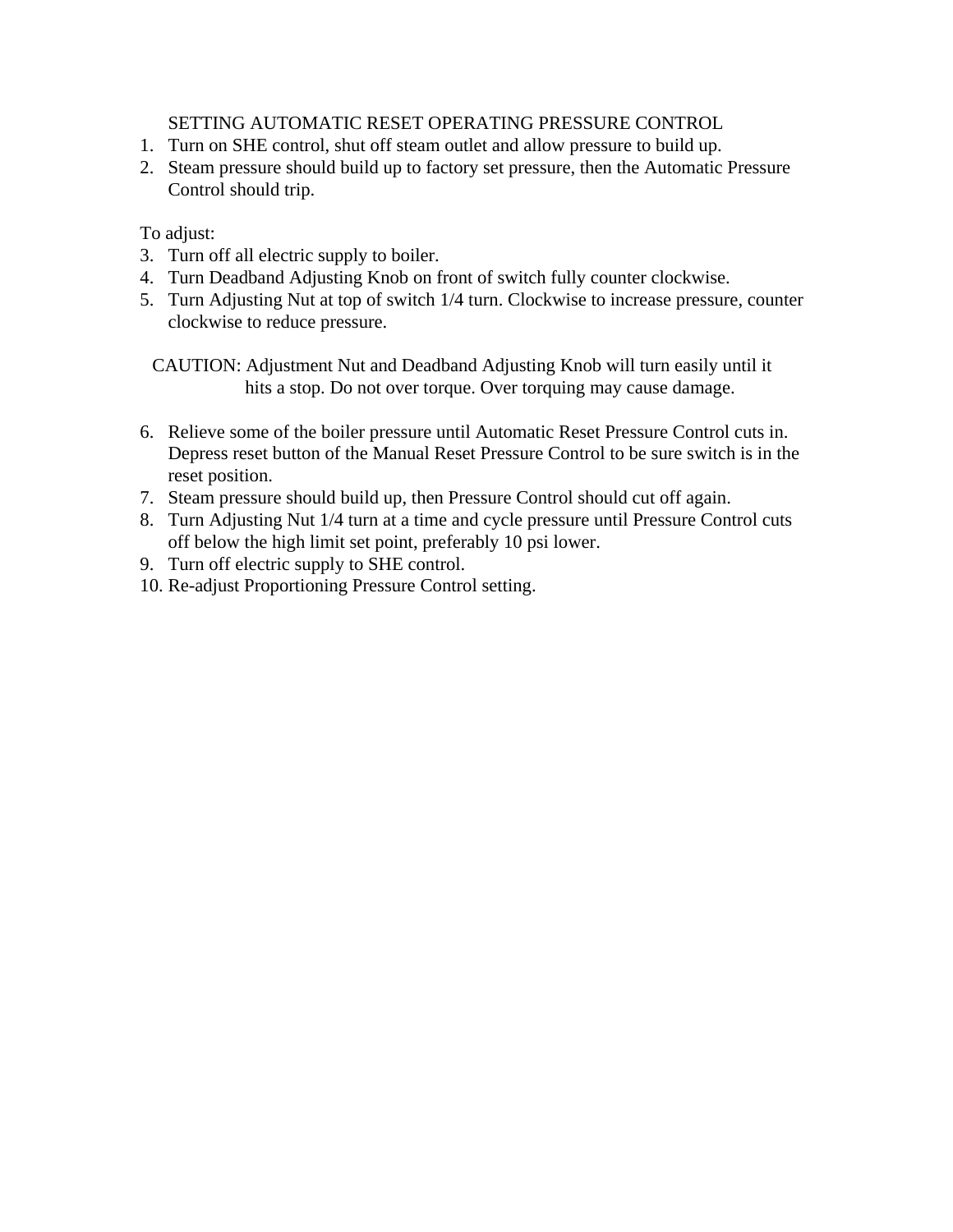## SETTING AUTOMATIC RESET OPERATING PRESSURE CONTROL

1. Turn on SHE control, shut off steam outlet and allow pressure to build up.
2. Steam pressure should build up to factory set pressure, then the Automatic Pressure Control should trip.

To adjust:

3. Turn off all electric supply to boiler.
4. Turn Deadband Adjusting Knob on front of switch fully counter clockwise.
5. Turn Adjusting Nut at top of switch 1/4 turn. Clockwise to increase pressure, counter clockwise to reduce pressure.

CAUTION: Adjustment Nut and Deadband Adjusting Knob will turn easily until it hits a stop. Do not over torque. Over torquing may cause damage.

6. Relieve some of the boiler pressure until Automatic Reset Pressure Control cuts in. Depress reset button of the Manual Reset Pressure Control to be sure switch is in the reset position.
7. Steam pressure should build up, then Pressure Control should cut off again.
8. Turn Adjusting Nut 1/4 turn at a time and cycle pressure until Pressure Control cuts off below the high limit set point, preferably 10 psi lower.
9. Turn off electric supply to SHE control.
10. Re-adjust Proportioning Pressure Control setting.